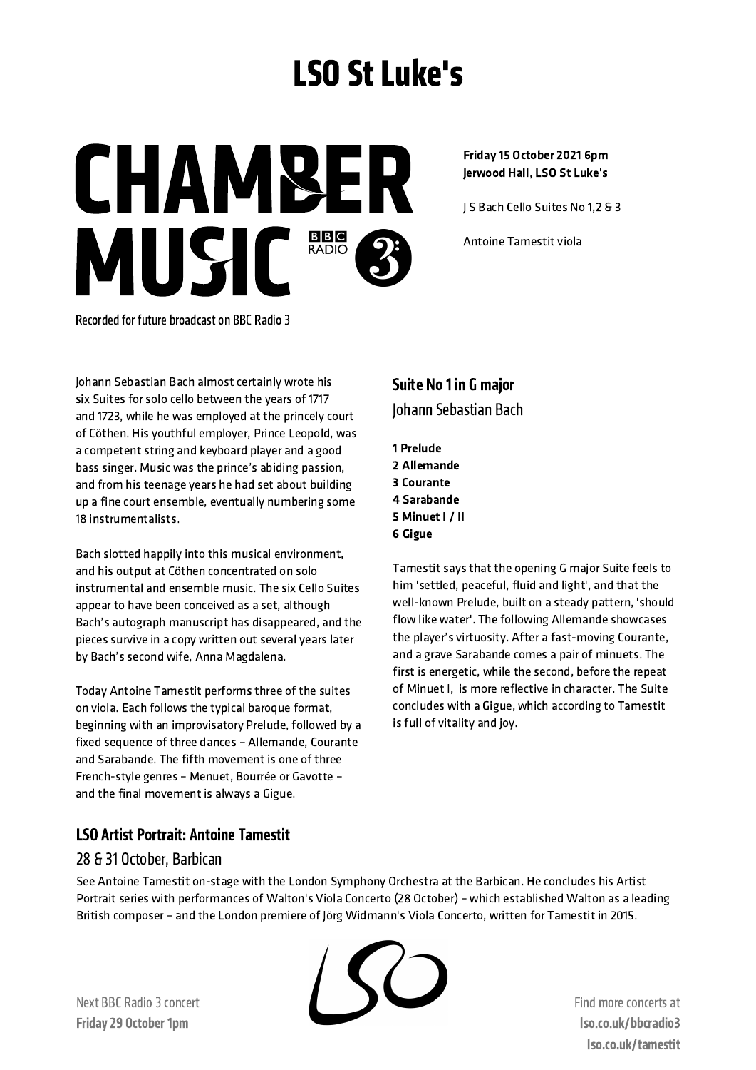# LSO St Luke's

# CHAMBER MUSIC

BBC RADIO 3

Recorded for future broadcast on BBC Radio 3

**Friday 15 October 2021 6pm**
**Jerwood Hall, LSO St Luke's**

J S Bach Cello Suites No 1,2 & 3

Antoine Tamestit viola

Johann Sebastian Bach almost certainly wrote his six Suites for solo cello between the years of 1717 and 1723, while he was employed at the princely court of Cöthen. His youthful employer, Prince Leopold, was a competent string and keyboard player and a good bass singer. Music was the prince's abiding passion, and from his teenage years he had set about building up a fine court ensemble, eventually numbering some 18 instrumentalists.

Bach slotted happily into this musical environment, and his output at Cöthen concentrated on solo instrumental and ensemble music. The six Cello Suites appear to have been conceived as a set, although Bach's autograph manuscript has disappeared, and the pieces survive in a copy written out several years later by Bach's second wife, Anna Magdalena.

Today Antoine Tamestit performs three of the suites on viola. Each follows the typical baroque format, beginning with an improvisatory Prelude, followed by a fixed sequence of three dances – Allemande, Courante and Sarabande. The fifth movement is one of three French-style genres – Menuet, Bourrée or Gavotte – and the final movement is always a Gigue.

## Suite No 1 in G major

Johann Sebastian Bach

**1 Prelude**
**2 Allemande**
**3 Courante**
**4 Sarabande**
**5 Minuet I / II**
**6 Gigue**

Tamestit says that the opening G major Suite feels to him 'settled, peaceful, fluid and light', and that the well-known Prelude, built on a steady pattern, 'should flow like water'. The following Allemande showcases the player's virtuosity. After a fast-moving Courante, and a grave Sarabande comes a pair of minuets. The first is energetic, while the second, before the repeat of Minuet I, is more reflective in character. The Suite concludes with a Gigue, which according to Tamestit is full of vitality and joy.

## LSO Artist Portrait: Antoine Tamestit

28 & 31 October, Barbican

See Antoine Tamestit on-stage with the London Symphony Orchestra at the Barbican. He concludes his Artist Portrait series with performances of Walton's Viola Concerto (28 October) – which established Walton as a leading British composer – and the London premiere of Jörg Widmann's Viola Concerto, written for Tamestit in 2015.

LSO

Next BBC Radio 3 concert
**Friday 29 October 1pm**

Find more concerts at
**lso.co.uk/bbcradio3**
**lso.co.uk/tamestit**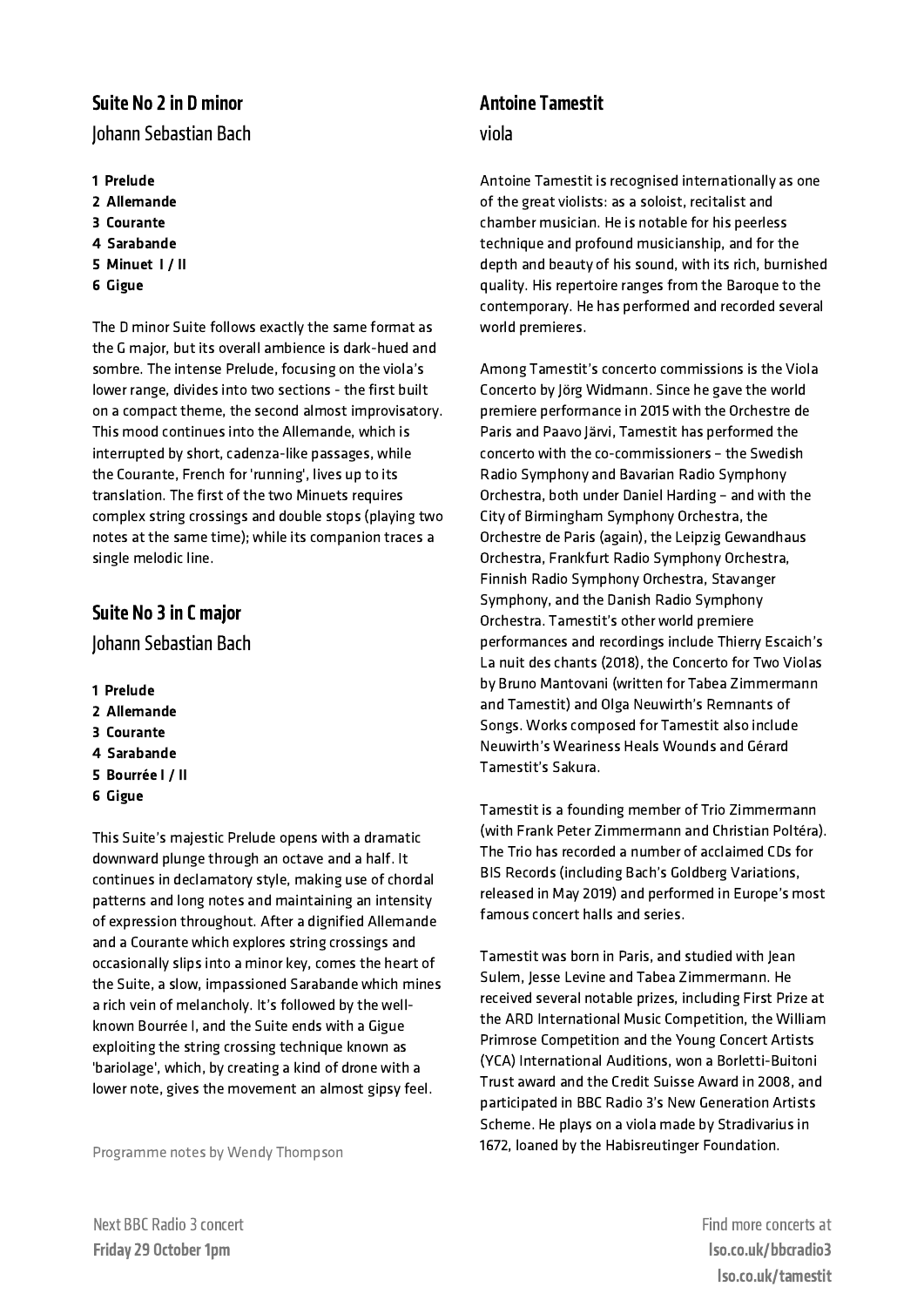## Suite No 2 in D minor

Johann Sebastian Bach

1 **Prelude**
2 **Allemande**
3 **Courante**
4 **Sarabande**
5 **Minuet I / II**
6 **Gigue**

The D minor Suite follows exactly the same format as the G major, but its overall ambience is dark-hued and sombre. The intense Prelude, focusing on the viola's lower range, divides into two sections - the first built on a compact theme, the second almost improvisatory. This mood continues into the Allemande, which is interrupted by short, cadenza-like passages, while the Courante, French for 'running', lives up to its translation. The first of the two Minuets requires complex string crossings and double stops (playing two notes at the same time); while its companion traces a single melodic line.

## Suite No 3 in C major

Johann Sebastian Bach

1 **Prelude**
2 **Allemande**
3 **Courante**
4 **Sarabande**
5 **Bourrée I / II**
6 **Gigue**

This Suite's majestic Prelude opens with a dramatic downward plunge through an octave and a half. It continues in declamatory style, making use of chordal patterns and long notes and maintaining an intensity of expression throughout. After a dignified Allemande and a Courante which explores string crossings and occasionally slips into a minor key, comes the heart of the Suite, a slow, impassioned Sarabande which mines a rich vein of melancholy. It's followed by the well-known Bourrée I, and the Suite ends with a Gigue exploiting the string crossing technique known as 'bariolage', which, by creating a kind of drone with a lower note, gives the movement an almost gipsy feel.

Programme notes by Wendy Thompson

## Antoine Tamestit

viola

Antoine Tamestit is recognised internationally as one of the great violists: as a soloist, recitalist and chamber musician. He is notable for his peerless technique and profound musicianship, and for the depth and beauty of his sound, with its rich, burnished quality. His repertoire ranges from the Baroque to the contemporary. He has performed and recorded several world premieres.

Among Tamestit's concerto commissions is the Viola Concerto by Jörg Widmann. Since he gave the world premiere performance in 2015 with the Orchestre de Paris and Paavo Järvi, Tamestit has performed the concerto with the co-commissioners – the Swedish Radio Symphony and Bavarian Radio Symphony Orchestra, both under Daniel Harding – and with the City of Birmingham Symphony Orchestra, the Orchestre de Paris (again), the Leipzig Gewandhaus Orchestra, Frankfurt Radio Symphony Orchestra, Finnish Radio Symphony Orchestra, Stavanger Symphony, and the Danish Radio Symphony Orchestra. Tamestit's other world premiere performances and recordings include Thierry Escaich's La nuit des chants (2018), the Concerto for Two Violas by Bruno Mantovani (written for Tabea Zimmermann and Tamestit) and Olga Neuwirth's Remnants of Songs. Works composed for Tamestit also include Neuwirth's Weariness Heals Wounds and Gérard Tamestit's Sakura.

Tamestit is a founding member of Trio Zimmermann (with Frank Peter Zimmermann and Christian Poltéra). The Trio has recorded a number of acclaimed CDs for BIS Records (including Bach's Goldberg Variations, released in May 2019) and performed in Europe's most famous concert halls and series.

Tamestit was born in Paris, and studied with Jean Sulem, Jesse Levine and Tabea Zimmermann. He received several notable prizes, including First Prize at the ARD International Music Competition, the William Primrose Competition and the Young Concert Artists (YCA) International Auditions, won a Borletti-Buitoni Trust award and the Credit Suisse Award in 2008, and participated in BBC Radio 3's New Generation Artists Scheme. He plays on a viola made by Stradivarius in 1672, loaned by the Habisreutinger Foundation.

Next BBC Radio 3 concert
**Friday 29 October 1pm**

Find more concerts at
**lso.co.uk/bbcradio3**
**lso.co.uk/tamestit**